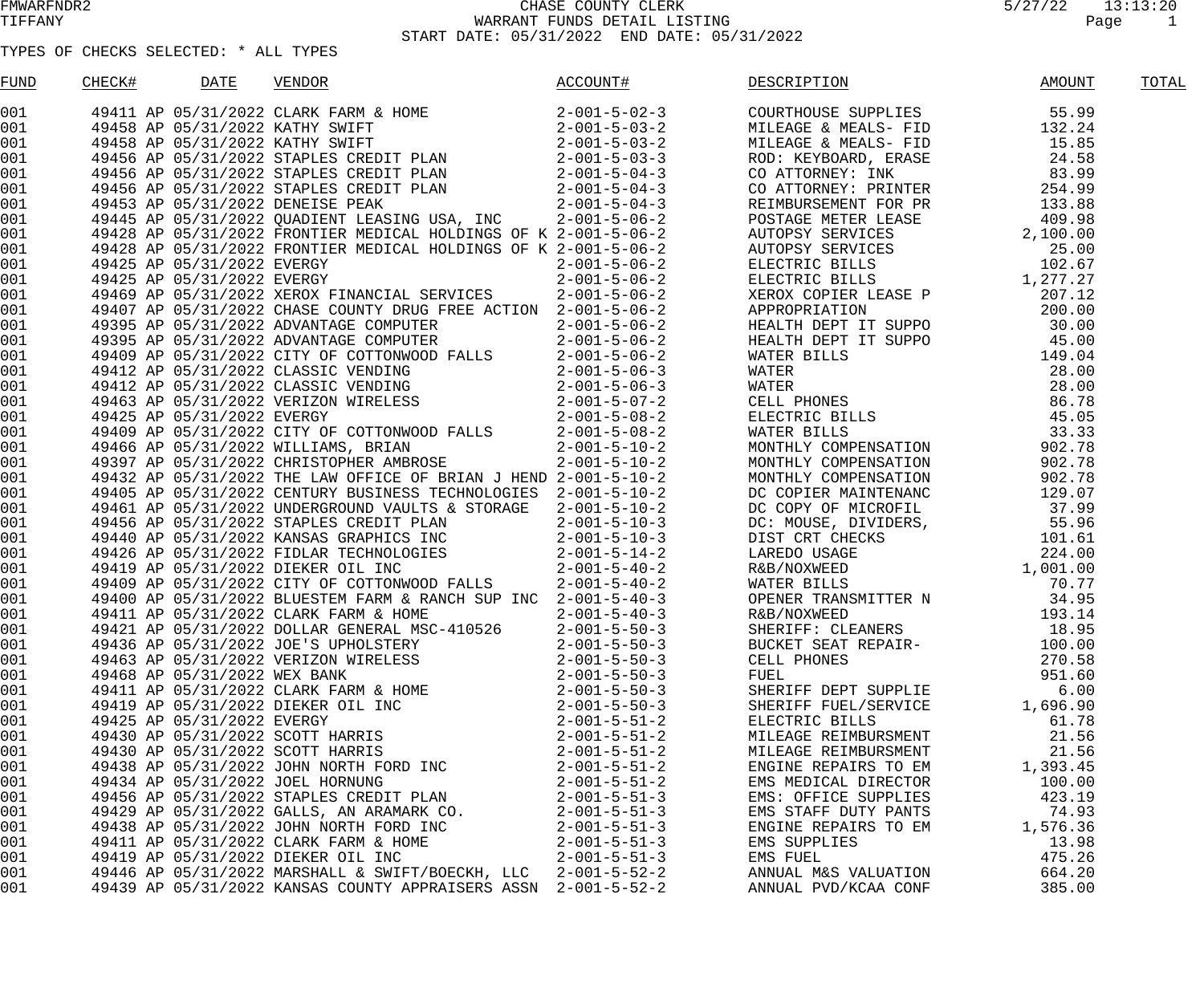CHASE COUNTY CLERK

WARRANT FUNDS DETAIL LISTING

START DATE: 05/31/2022 END DATE: 05/31/2022

FMWARFNDR2 5/27/22 13:13:20

TIFFANY

TYPES OF CHECKS SELECTED: * ALL TYPES

| FUND | CHECK# | DATE | VENDOR | ACCOUNT# | DESCRIPTION | AMOUNT | TOTAL |
|---|---|---|---|---|---|---|---|
| 001 | 49411 AP | 05/31/2022 | CLARK FARM & HOME | 2-001-5-02-3 | COURTHOUSE SUPPLIES | 55.99 | |
| 001 | 49458 AP | 05/31/2022 | KATHY SWIFT | 2-001-5-03-2 | MILEAGE & MEALS- FID | 132.24 | |
| 001 | 49458 AP | 05/31/2022 | KATHY SWIFT | 2-001-5-03-2 | MILEAGE & MEALS- FID | 15.85 | |
| 001 | 49456 AP | 05/31/2022 | STAPLES CREDIT PLAN | 2-001-5-03-3 | ROD: KEYBOARD, ERASE | 24.58 | |
| 001 | 49456 AP | 05/31/2022 | STAPLES CREDIT PLAN | 2-001-5-04-3 | CO ATTORNEY: INK | 83.99 | |
| 001 | 49456 AP | 05/31/2022 | STAPLES CREDIT PLAN | 2-001-5-04-3 | CO ATTORNEY: PRINTER | 254.99 | |
| 001 | 49453 AP | 05/31/2022 | DENEISE PEAK | 2-001-5-04-3 | REIMBURSEMENT FOR PR | 133.88 | |
| 001 | 49445 AP | 05/31/2022 | QUADIENT LEASING USA, INC | 2-001-5-06-2 | POSTAGE METER LEASE | 409.98 | |
| 001 | 49428 AP | 05/31/2022 | FRONTIER MEDICAL HOLDINGS OF K | 2-001-5-06-2 | AUTOPSY SERVICES | 2,100.00 | |
| 001 | 49428 AP | 05/31/2022 | FRONTIER MEDICAL HOLDINGS OF K | 2-001-5-06-2 | AUTOPSY SERVICES | 25.00 | |
| 001 | 49425 AP | 05/31/2022 | EVERGY | 2-001-5-06-2 | ELECTRIC BILLS | 102.67 | |
| 001 | 49425 AP | 05/31/2022 | EVERGY | 2-001-5-06-2 | ELECTRIC BILLS | 1,277.27 | |
| 001 | 49469 AP | 05/31/2022 | XEROX FINANCIAL SERVICES | 2-001-5-06-2 | XEROX COPIER LEASE P | 207.12 | |
| 001 | 49407 AP | 05/31/2022 | CHASE COUNTY DRUG FREE ACTION | 2-001-5-06-2 | APPROPRIATION | 200.00 | |
| 001 | 49395 AP | 05/31/2022 | ADVANTAGE COMPUTER | 2-001-5-06-2 | HEALTH DEPT IT SUPPO | 30.00 | |
| 001 | 49395 AP | 05/31/2022 | ADVANTAGE COMPUTER | 2-001-5-06-2 | HEALTH DEPT IT SUPPO | 45.00 | |
| 001 | 49409 AP | 05/31/2022 | CITY OF COTTONWOOD FALLS | 2-001-5-06-2 | WATER BILLS | 149.04 | |
| 001 | 49412 AP | 05/31/2022 | CLASSIC VENDING | 2-001-5-06-3 | WATER | 28.00 | |
| 001 | 49412 AP | 05/31/2022 | CLASSIC VENDING | 2-001-5-06-3 | WATER | 28.00 | |
| 001 | 49463 AP | 05/31/2022 | VERIZON WIRELESS | 2-001-5-07-2 | CELL PHONES | 86.78 | |
| 001 | 49425 AP | 05/31/2022 | EVERGY | 2-001-5-08-2 | ELECTRIC BILLS | 45.05 | |
| 001 | 49409 AP | 05/31/2022 | CITY OF COTTONWOOD FALLS | 2-001-5-08-2 | WATER BILLS | 33.33 | |
| 001 | 49466 AP | 05/31/2022 | WILLIAMS, BRIAN | 2-001-5-10-2 | MONTHLY COMPENSATION | 902.78 | |
| 001 | 49397 AP | 05/31/2022 | CHRISTOPHER AMBROSE | 2-001-5-10-2 | MONTHLY COMPENSATION | 902.78 | |
| 001 | 49432 AP | 05/31/2022 | THE LAW OFFICE OF BRIAN J HEND | 2-001-5-10-2 | MONTHLY COMPENSATION | 902.78 | |
| 001 | 49405 AP | 05/31/2022 | CENTURY BUSINESS TECHNOLOGIES | 2-001-5-10-2 | DC COPIER MAINTENANC | 129.07 | |
| 001 | 49461 AP | 05/31/2022 | UNDERGROUND VAULTS & STORAGE | 2-001-5-10-2 | DC COPY OF MICROFIL | 37.99 | |
| 001 | 49456 AP | 05/31/2022 | STAPLES CREDIT PLAN | 2-001-5-10-3 | DC: MOUSE, DIVIDERS, | 55.96 | |
| 001 | 49440 AP | 05/31/2022 | KANSAS GRAPHICS INC | 2-001-5-10-3 | DIST CRT CHECKS | 101.61 | |
| 001 | 49426 AP | 05/31/2022 | FIDLAR TECHNOLOGIES | 2-001-5-14-2 | LAREDO USAGE | 224.00 | |
| 001 | 49419 AP | 05/31/2022 | DIEKER OIL INC | 2-001-5-40-2 | R&B/NOXWEED | 1,001.00 | |
| 001 | 49409 AP | 05/31/2022 | CITY OF COTTONWOOD FALLS | 2-001-5-40-2 | WATER BILLS | 70.77 | |
| 001 | 49400 AP | 05/31/2022 | BLUESTEM FARM & RANCH SUP INC | 2-001-5-40-3 | OPENER TRANSMITTER N | 34.95 | |
| 001 | 49411 AP | 05/31/2022 | CLARK FARM & HOME | 2-001-5-40-3 | R&B/NOXWEED | 193.14 | |
| 001 | 49421 AP | 05/31/2022 | DOLLAR GENERAL MSC-410526 | 2-001-5-50-3 | SHERIFF: CLEANERS | 18.95 | |
| 001 | 49436 AP | 05/31/2022 | JOE'S UPHOLSTERY | 2-001-5-50-3 | BUCKET SEAT REPAIR- | 100.00 | |
| 001 | 49463 AP | 05/31/2022 | VERIZON WIRELESS | 2-001-5-50-3 | CELL PHONES | 270.58 | |
| 001 | 49468 AP | 05/31/2022 | WEX BANK | 2-001-5-50-3 | FUEL | 951.60 | |
| 001 | 49411 AP | 05/31/2022 | CLARK FARM & HOME | 2-001-5-50-3 | SHERIFF DEPT SUPPLIE | 6.00 | |
| 001 | 49419 AP | 05/31/2022 | DIEKER OIL INC | 2-001-5-50-3 | SHERIFF FUEL/SERVICE | 1,696.90 | |
| 001 | 49425 AP | 05/31/2022 | EVERGY | 2-001-5-51-2 | ELECTRIC BILLS | 61.78 | |
| 001 | 49430 AP | 05/31/2022 | SCOTT HARRIS | 2-001-5-51-2 | MILEAGE REIMBURSMENT | 21.56 | |
| 001 | 49430 AP | 05/31/2022 | SCOTT HARRIS | 2-001-5-51-2 | MILEAGE REIMBURSMENT | 21.56 | |
| 001 | 49438 AP | 05/31/2022 | JOHN NORTH FORD INC | 2-001-5-51-2 | ENGINE REPAIRS TO EM | 1,393.45 | |
| 001 | 49434 AP | 05/31/2022 | JOEL HORNUNG | 2-001-5-51-2 | EMS MEDICAL DIRECTOR | 100.00 | |
| 001 | 49456 AP | 05/31/2022 | STAPLES CREDIT PLAN | 2-001-5-51-3 | EMS: OFFICE SUPPLIES | 423.19 | |
| 001 | 49429 AP | 05/31/2022 | GALLS, AN ARAMARK CO. | 2-001-5-51-3 | EMS STAFF DUTY PANTS | 74.93 | |
| 001 | 49438 AP | 05/31/2022 | JOHN NORTH FORD INC | 2-001-5-51-3 | ENGINE REPAIRS TO EM | 1,576.36 | |
| 001 | 49411 AP | 05/31/2022 | CLARK FARM & HOME | 2-001-5-51-3 | EMS SUPPLIES | 13.98 | |
| 001 | 49419 AP | 05/31/2022 | DIEKER OIL INC | 2-001-5-51-3 | EMS FUEL | 475.26 | |
| 001 | 49446 AP | 05/31/2022 | MARSHALL & SWIFT/BOECKH, LLC | 2-001-5-52-2 | ANNUAL M&S VALUATION | 664.20 | |
| 001 | 49439 AP | 05/31/2022 | KANSAS COUNTY APPRAISERS ASSN | 2-001-5-52-2 | ANNUAL PVD/KCAA CONF | 385.00 | |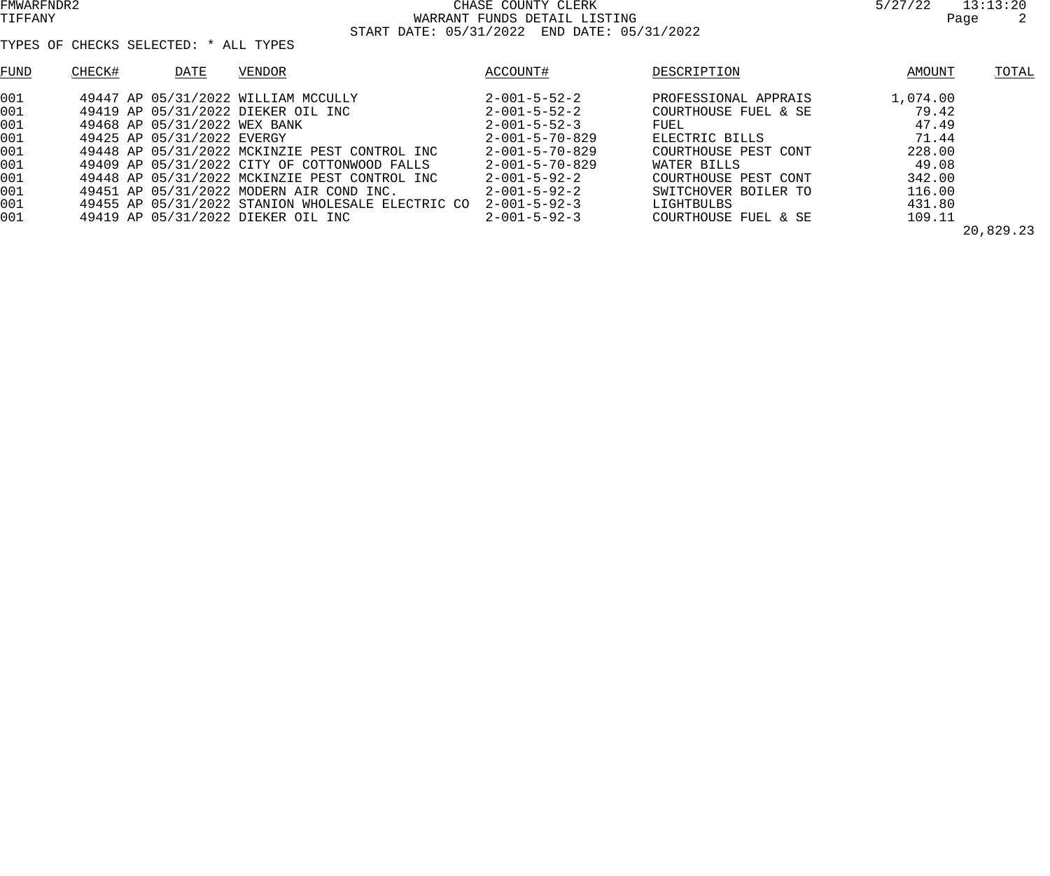FMWARFNDR2
TIFFANY

CHASE COUNTY CLERK
WARRANT FUNDS DETAIL LISTING
START DATE: 05/31/2022 END DATE: 05/31/2022

5/27/22 13:13:20

TYPES OF CHECKS SELECTED: * ALL TYPES

| FUND | CHECK# | DATE | VENDOR | ACCOUNT# | DESCRIPTION | AMOUNT | TOTAL |
|---|---|---|---|---|---|---|---|
| 001 | 49447 AP | 05/31/2022 | WILLIAM MCCULLY | 2-001-5-52-2 | PROFESSIONAL APPRAIS | 1,074.00 | |
| 001 | 49419 AP | 05/31/2022 | DIEKER OIL INC | 2-001-5-52-2 | COURTHOUSE FUEL & SE | 79.42 | |
| 001 | 49468 AP | 05/31/2022 | WEX BANK | 2-001-5-52-3 | FUEL | 47.49 | |
| 001 | 49425 AP | 05/31/2022 | EVERGY | 2-001-5-70-829 | ELECTRIC BILLS | 71.44 | |
| 001 | 49448 AP | 05/31/2022 | MCKINZIE PEST CONTROL INC | 2-001-5-70-829 | COURTHOUSE PEST CONT | 228.00 | |
| 001 | 49409 AP | 05/31/2022 | CITY OF COTTONWOOD FALLS | 2-001-5-70-829 | WATER BILLS | 49.08 | |
| 001 | 49448 AP | 05/31/2022 | MCKINZIE PEST CONTROL INC | 2-001-5-92-2 | COURTHOUSE PEST CONT | 342.00 | |
| 001 | 49451 AP | 05/31/2022 | MODERN AIR COND INC. | 2-001-5-92-2 | SWITCHOVER BOILER TO | 116.00 | |
| 001 | 49455 AP | 05/31/2022 | STANION WHOLESALE ELECTRIC CO | 2-001-5-92-3 | LIGHTBULBS | 431.80 | |
| 001 | 49419 AP | 05/31/2022 | DIEKER OIL INC | 2-001-5-92-3 | COURTHOUSE FUEL & SE | 109.11 | |
| | | | | | | | 20,829.23 |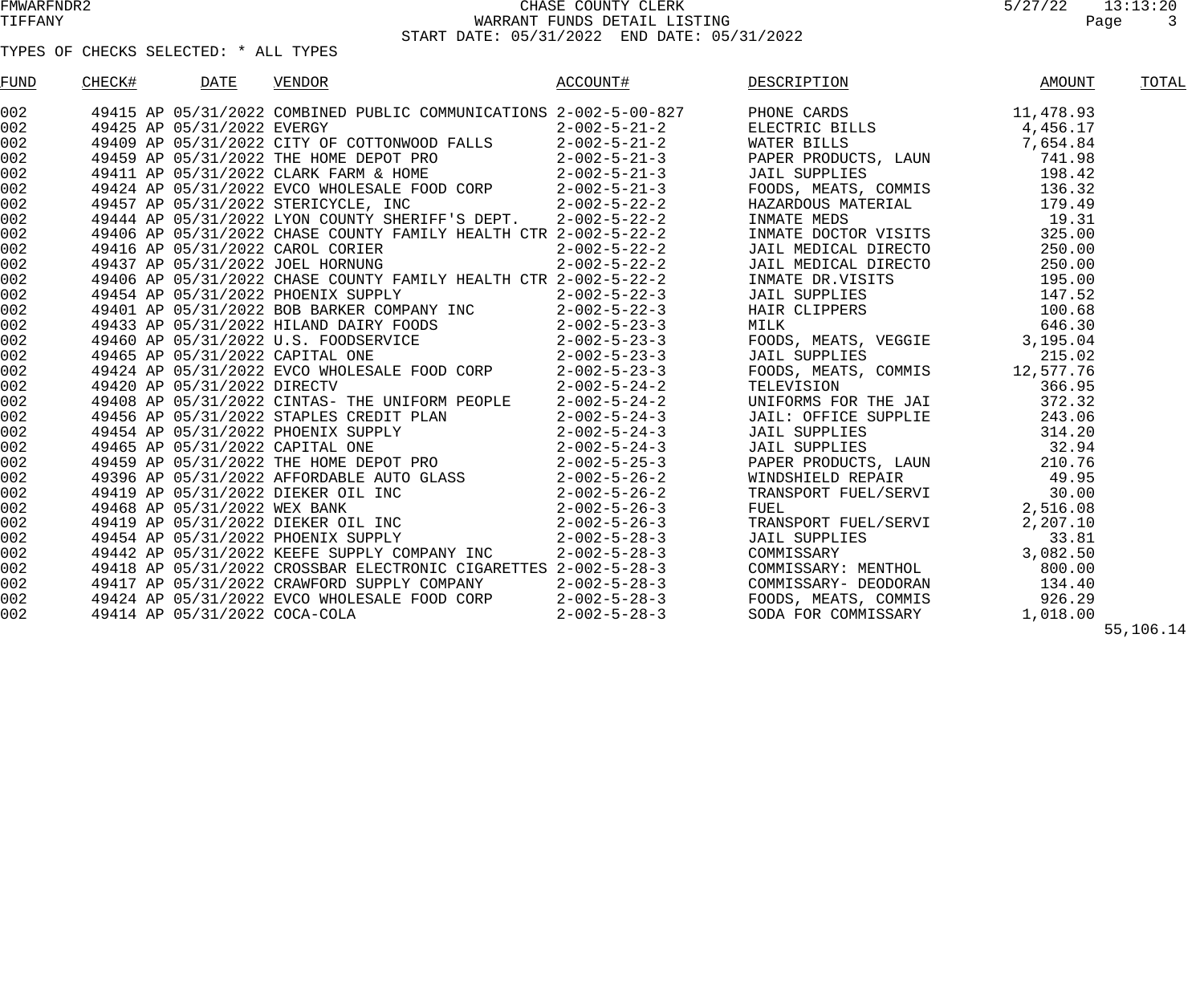CHASE COUNTY CLERK
WARRANT FUNDS DETAIL LISTING
START DATE: 05/31/2022 END DATE: 05/31/2022

TYPES OF CHECKS SELECTED: * ALL TYPES

| FUND | CHECK# | | DATE | VENDOR | ACCOUNT# | DESCRIPTION | AMOUNT | TOTAL |
|---|---|---|---|---|---|---|---|---|
| 002 | 49415 | AP | 05/31/2022 | COMBINED PUBLIC COMMUNICATIONS | 2-002-5-00-827 | PHONE CARDS | 11,478.93 | |
| 002 | 49425 | AP | 05/31/2022 | EVERGY | 2-002-5-21-2 | ELECTRIC BILLS | 4,456.17 | |
| 002 | 49409 | AP | 05/31/2022 | CITY OF COTTONWOOD FALLS | 2-002-5-21-2 | WATER BILLS | 7,654.84 | |
| 002 | 49459 | AP | 05/31/2022 | THE HOME DEPOT PRO | 2-002-5-21-3 | PAPER PRODUCTS, LAUN | 741.98 | |
| 002 | 49411 | AP | 05/31/2022 | CLARK FARM & HOME | 2-002-5-21-3 | JAIL SUPPLIES | 198.42 | |
| 002 | 49424 | AP | 05/31/2022 | EVCO WHOLESALE FOOD CORP | 2-002-5-21-3 | FOODS, MEATS, COMMIS | 136.32 | |
| 002 | 49457 | AP | 05/31/2022 | STERICYCLE, INC | 2-002-5-22-2 | HAZARDOUS MATERIAL | 179.49 | |
| 002 | 49444 | AP | 05/31/2022 | LYON COUNTY SHERIFF'S DEPT. | 2-002-5-22-2 | INMATE MEDS | 19.31 | |
| 002 | 49406 | AP | 05/31/2022 | CHASE COUNTY FAMILY HEALTH CTR | 2-002-5-22-2 | INMATE DOCTOR VISITS | 325.00 | |
| 002 | 49416 | AP | 05/31/2022 | CAROL CORIER | 2-002-5-22-2 | JAIL MEDICAL DIRECTO | 250.00 | |
| 002 | 49437 | AP | 05/31/2022 | JOEL HORNUNG | 2-002-5-22-2 | JAIL MEDICAL DIRECTO | 250.00 | |
| 002 | 49406 | AP | 05/31/2022 | CHASE COUNTY FAMILY HEALTH CTR | 2-002-5-22-2 | INMATE DR.VISITS | 195.00 | |
| 002 | 49454 | AP | 05/31/2022 | PHOENIX SUPPLY | 2-002-5-22-3 | JAIL SUPPLIES | 147.52 | |
| 002 | 49401 | AP | 05/31/2022 | BOB BARKER COMPANY INC | 2-002-5-22-3 | HAIR CLIPPERS | 100.68 | |
| 002 | 49433 | AP | 05/31/2022 | HILAND DAIRY FOODS | 2-002-5-23-3 | MILK | 646.30 | |
| 002 | 49460 | AP | 05/31/2022 | U.S. FOODSERVICE | 2-002-5-23-3 | FOODS, MEATS, VEGGIE | 3,195.04 | |
| 002 | 49465 | AP | 05/31/2022 | CAPITAL ONE | 2-002-5-23-3 | JAIL SUPPLIES | 215.02 | |
| 002 | 49424 | AP | 05/31/2022 | EVCO WHOLESALE FOOD CORP | 2-002-5-23-3 | FOODS, MEATS, COMMIS | 12,577.76 | |
| 002 | 49420 | AP | 05/31/2022 | DIRECTV | 2-002-5-24-2 | TELEVISION | 366.95 | |
| 002 | 49408 | AP | 05/31/2022 | CINTAS- THE UNIFORM PEOPLE | 2-002-5-24-2 | UNIFORMS FOR THE JAI | 372.32 | |
| 002 | 49456 | AP | 05/31/2022 | STAPLES CREDIT PLAN | 2-002-5-24-3 | JAIL: OFFICE SUPPLIE | 243.06 | |
| 002 | 49454 | AP | 05/31/2022 | PHOENIX SUPPLY | 2-002-5-24-3 | JAIL SUPPLIES | 314.20 | |
| 002 | 49465 | AP | 05/31/2022 | CAPITAL ONE | 2-002-5-24-3 | JAIL SUPPLIES | 32.94 | |
| 002 | 49459 | AP | 05/31/2022 | THE HOME DEPOT PRO | 2-002-5-25-3 | PAPER PRODUCTS, LAUN | 210.76 | |
| 002 | 49396 | AP | 05/31/2022 | AFFORDABLE AUTO GLASS | 2-002-5-26-2 | WINDSHIELD REPAIR | 49.95 | |
| 002 | 49419 | AP | 05/31/2022 | DIEKER OIL INC | 2-002-5-26-2 | TRANSPORT FUEL/SERVI | 30.00 | |
| 002 | 49468 | AP | 05/31/2022 | WEX BANK | 2-002-5-26-3 | FUEL | 2,516.08 | |
| 002 | 49419 | AP | 05/31/2022 | DIEKER OIL INC | 2-002-5-26-3 | TRANSPORT FUEL/SERVI | 2,207.10 | |
| 002 | 49454 | AP | 05/31/2022 | PHOENIX SUPPLY | 2-002-5-28-3 | JAIL SUPPLIES | 33.81 | |
| 002 | 49442 | AP | 05/31/2022 | KEEFE SUPPLY COMPANY INC | 2-002-5-28-3 | COMMISSARY | 3,082.50 | |
| 002 | 49418 | AP | 05/31/2022 | CROSSBAR ELECTRONIC CIGARETTES | 2-002-5-28-3 | COMMISSARY: MENTHOL | 800.00 | |
| 002 | 49417 | AP | 05/31/2022 | CRAWFORD SUPPLY COMPANY | 2-002-5-28-3 | COMMISSARY- DEODORAN | 134.40 | |
| 002 | 49424 | AP | 05/31/2022 | EVCO WHOLESALE FOOD CORP | 2-002-5-28-3 | FOODS, MEATS, COMMIS | 926.29 | |
| 002 | 49414 | AP | 05/31/2022 | COCA-COLA | 2-002-5-28-3 | SODA FOR COMMISSARY | 1,018.00 | |
| | | | | | | | | 55,106.14 |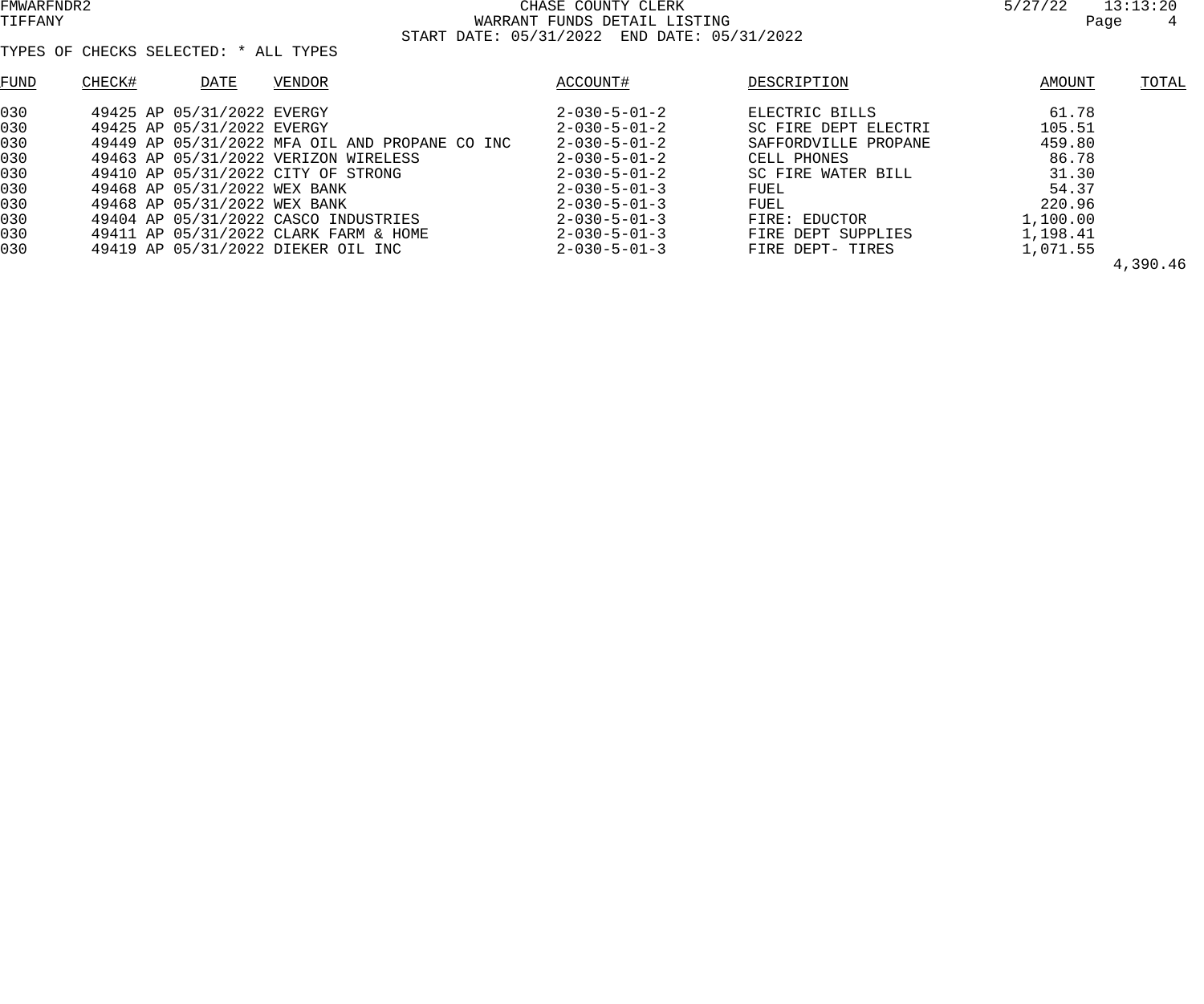CHASE COUNTY CLERK
WARRANT FUNDS DETAIL LISTING
START DATE: 05/31/2022 END DATE: 05/31/2022

FMWARFNDR2
TIFFANY

5/27/22 13:13:20

TYPES OF CHECKS SELECTED: * ALL TYPES

| FUND | CHECK# | | DATE | VENDOR | ACCOUNT# | DESCRIPTION | AMOUNT | TOTAL |
|---|---|---|---|---|---|---|---|---|
| 030 | 49425 | AP | 05/31/2022 | EVERGY | 2-030-5-01-2 | ELECTRIC BILLS | 61.78 | |
| 030 | 49425 | AP | 05/31/2022 | EVERGY | 2-030-5-01-2 | SC FIRE DEPT ELECTRI | 105.51 | |
| 030 | 49449 | AP | 05/31/2022 | MFA OIL AND PROPANE CO INC | 2-030-5-01-2 | SAFFORDVILLE PROPANE | 459.80 | |
| 030 | 49463 | AP | 05/31/2022 | VERIZON WIRELESS | 2-030-5-01-2 | CELL PHONES | 86.78 | |
| 030 | 49410 | AP | 05/31/2022 | CITY OF STRONG | 2-030-5-01-2 | SC FIRE WATER BILL | 31.30 | |
| 030 | 49468 | AP | 05/31/2022 | WEX BANK | 2-030-5-01-3 | FUEL | 54.37 | |
| 030 | 49468 | AP | 05/31/2022 | WEX BANK | 2-030-5-01-3 | FUEL | 220.96 | |
| 030 | 49404 | AP | 05/31/2022 | CASCO INDUSTRIES | 2-030-5-01-3 | FIRE: EDUCTOR | 1,100.00 | |
| 030 | 49411 | AP | 05/31/2022 | CLARK FARM & HOME | 2-030-5-01-3 | FIRE DEPT SUPPLIES | 1,198.41 | |
| 030 | 49419 | AP | 05/31/2022 | DIEKER OIL INC | 2-030-5-01-3 | FIRE DEPT- TIRES | 1,071.55 | |
| | | | | | | | | 4,390.46 |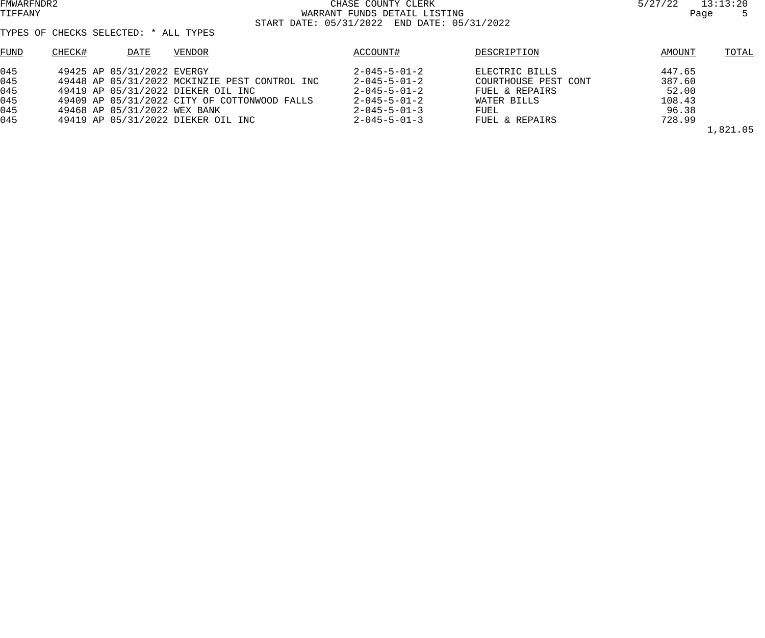CHASE COUNTY CLERK
WARRANT FUNDS DETAIL LISTING
START DATE: 05/31/2022 END DATE: 05/31/2022

FMWARFNDR2
TIFFANY

5/27/22 13:13:20

TYPES OF CHECKS SELECTED: * ALL TYPES

| FUND | CHECK# | | DATE | VENDOR | ACCOUNT# | DESCRIPTION | AMOUNT | TOTAL |
|---|---|---|---|---|---|---|---|---|
| 045 | 49425 | AP | 05/31/2022 | EVERGY | 2-045-5-01-2 | ELECTRIC BILLS | 447.65 | |
| 045 | 49448 | AP | 05/31/2022 | MCKINZIE PEST CONTROL INC | 2-045-5-01-2 | COURTHOUSE PEST CONT | 387.60 | |
| 045 | 49419 | AP | 05/31/2022 | DIEKER OIL INC | 2-045-5-01-2 | FUEL & REPAIRS | 52.00 | |
| 045 | 49409 | AP | 05/31/2022 | CITY OF COTTONWOOD FALLS | 2-045-5-01-2 | WATER BILLS | 108.43 | |
| 045 | 49468 | AP | 05/31/2022 | WEX BANK | 2-045-5-01-3 | FUEL | 96.38 | |
| 045 | 49419 | AP | 05/31/2022 | DIEKER OIL INC | 2-045-5-01-3 | FUEL & REPAIRS | 728.99 | |
| | | | | | | | | 1,821.05 |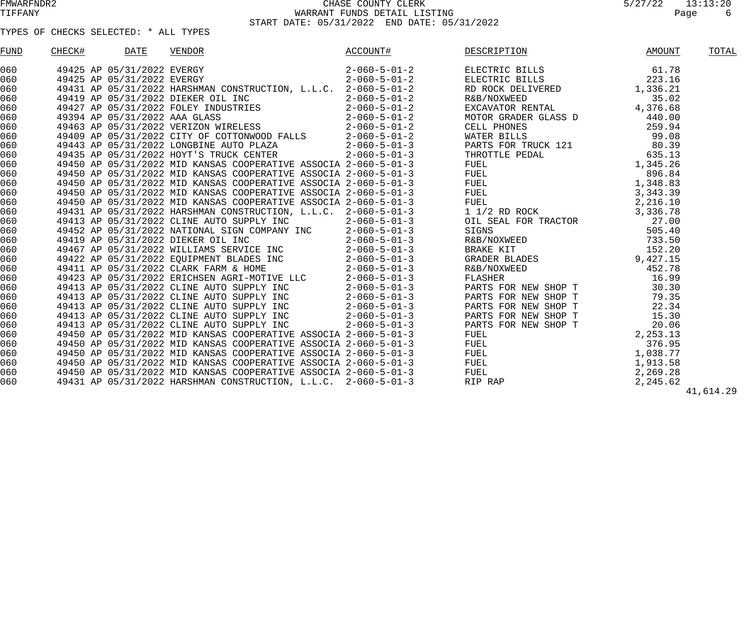CHASE COUNTY CLERK
WARRANT FUNDS DETAIL LISTING
START DATE: 05/31/2022 END DATE: 05/31/2022

TYPES OF CHECKS SELECTED: * ALL TYPES

| FUND | CHECK# | DATE | VENDOR | ACCOUNT# | DESCRIPTION | AMOUNT | TOTAL |
|---|---|---|---|---|---|---|---|
| 060 | 49425 AP | 05/31/2022 | EVERGY | 2-060-5-01-2 | ELECTRIC BILLS | 61.78 | |
| 060 | 49425 AP | 05/31/2022 | EVERGY | 2-060-5-01-2 | ELECTRIC BILLS | 223.16 | |
| 060 | 49431 AP | 05/31/2022 | HARSHMAN CONSTRUCTION, L.L.C. | 2-060-5-01-2 | RD ROCK DELIVERED | 1,336.21 | |
| 060 | 49419 AP | 05/31/2022 | DIEKER OIL INC | 2-060-5-01-2 | R&B/NOXWEED | 35.02 | |
| 060 | 49427 AP | 05/31/2022 | FOLEY INDUSTRIES | 2-060-5-01-2 | EXCAVATOR RENTAL | 4,376.68 | |
| 060 | 49394 AP | 05/31/2022 | AAA GLASS | 2-060-5-01-2 | MOTOR GRADER GLASS D | 440.00 | |
| 060 | 49463 AP | 05/31/2022 | VERIZON WIRELESS | 2-060-5-01-2 | CELL PHONES | 259.94 | |
| 060 | 49409 AP | 05/31/2022 | CITY OF COTTONWOOD FALLS | 2-060-5-01-2 | WATER BILLS | 99.08 | |
| 060 | 49443 AP | 05/31/2022 | LONGBINE AUTO PLAZA | 2-060-5-01-3 | PARTS FOR TRUCK 121 | 80.39 | |
| 060 | 49435 AP | 05/31/2022 | HOYT'S TRUCK CENTER | 2-060-5-01-3 | THROTTLE PEDAL | 635.13 | |
| 060 | 49450 AP | 05/31/2022 | MID KANSAS COOPERATIVE ASSOCIA | 2-060-5-01-3 | FUEL | 1,345.26 | |
| 060 | 49450 AP | 05/31/2022 | MID KANSAS COOPERATIVE ASSOCIA | 2-060-5-01-3 | FUEL | 896.84 | |
| 060 | 49450 AP | 05/31/2022 | MID KANSAS COOPERATIVE ASSOCIA | 2-060-5-01-3 | FUEL | 1,348.83 | |
| 060 | 49450 AP | 05/31/2022 | MID KANSAS COOPERATIVE ASSOCIA | 2-060-5-01-3 | FUEL | 3,343.39 | |
| 060 | 49450 AP | 05/31/2022 | MID KANSAS COOPERATIVE ASSOCIA | 2-060-5-01-3 | FUEL | 2,216.10 | |
| 060 | 49431 AP | 05/31/2022 | HARSHMAN CONSTRUCTION, L.L.C. | 2-060-5-01-3 | 1 1/2 RD ROCK | 3,336.78 | |
| 060 | 49413 AP | 05/31/2022 | CLINE AUTO SUPPLY INC | 2-060-5-01-3 | OIL SEAL FOR TRACTOR | 27.00 | |
| 060 | 49452 AP | 05/31/2022 | NATIONAL SIGN COMPANY INC | 2-060-5-01-3 | SIGNS | 505.40 | |
| 060 | 49419 AP | 05/31/2022 | DIEKER OIL INC | 2-060-5-01-3 | R&B/NOXWEED | 733.50 | |
| 060 | 49467 AP | 05/31/2022 | WILLIAMS SERVICE INC | 2-060-5-01-3 | BRAKE KIT | 152.20 | |
| 060 | 49422 AP | 05/31/2022 | EQUIPMENT BLADES INC | 2-060-5-01-3 | GRADER BLADES | 9,427.15 | |
| 060 | 49411 AP | 05/31/2022 | CLARK FARM & HOME | 2-060-5-01-3 | R&B/NOXWEED | 452.78 | |
| 060 | 49423 AP | 05/31/2022 | ERICHSEN AGRI-MOTIVE LLC | 2-060-5-01-3 | FLASHER | 16.99 | |
| 060 | 49413 AP | 05/31/2022 | CLINE AUTO SUPPLY INC | 2-060-5-01-3 | PARTS FOR NEW SHOP T | 30.30 | |
| 060 | 49413 AP | 05/31/2022 | CLINE AUTO SUPPLY INC | 2-060-5-01-3 | PARTS FOR NEW SHOP T | 79.35 | |
| 060 | 49413 AP | 05/31/2022 | CLINE AUTO SUPPLY INC | 2-060-5-01-3 | PARTS FOR NEW SHOP T | 22.34 | |
| 060 | 49413 AP | 05/31/2022 | CLINE AUTO SUPPLY INC | 2-060-5-01-3 | PARTS FOR NEW SHOP T | 15.30 | |
| 060 | 49413 AP | 05/31/2022 | CLINE AUTO SUPPLY INC | 2-060-5-01-3 | PARTS FOR NEW SHOP T | 20.06 | |
| 060 | 49450 AP | 05/31/2022 | MID KANSAS COOPERATIVE ASSOCIA | 2-060-5-01-3 | FUEL | 2,253.13 | |
| 060 | 49450 AP | 05/31/2022 | MID KANSAS COOPERATIVE ASSOCIA | 2-060-5-01-3 | FUEL | 376.95 | |
| 060 | 49450 AP | 05/31/2022 | MID KANSAS COOPERATIVE ASSOCIA | 2-060-5-01-3 | FUEL | 1,038.77 | |
| 060 | 49450 AP | 05/31/2022 | MID KANSAS COOPERATIVE ASSOCIA | 2-060-5-01-3 | FUEL | 1,913.58 | |
| 060 | 49450 AP | 05/31/2022 | MID KANSAS COOPERATIVE ASSOCIA | 2-060-5-01-3 | FUEL | 2,269.28 | |
| 060 | 49431 AP | 05/31/2022 | HARSHMAN CONSTRUCTION, L.L.C. | 2-060-5-01-3 | RIP RAP | 2,245.62 | |
| | | | | | | | 41,614.29 |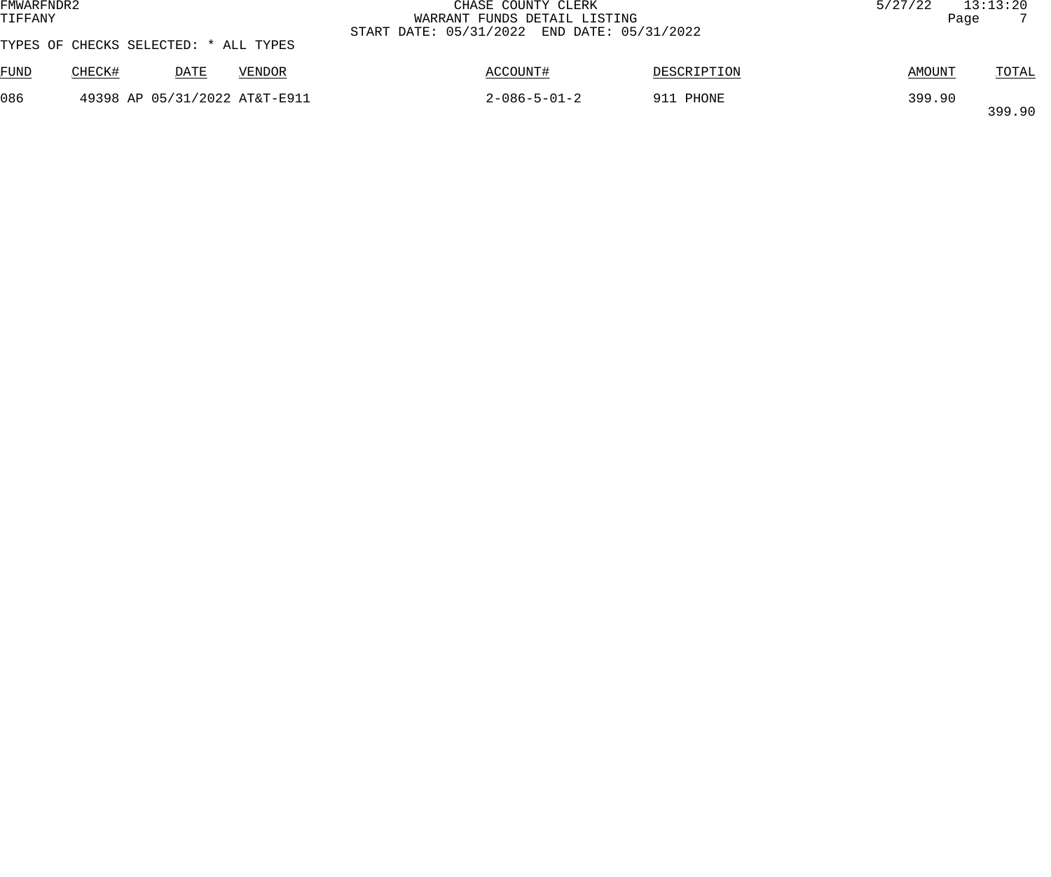FMWARFNDR2
TIFFANY

CHASE COUNTY CLERK
WARRANT FUNDS DETAIL LISTING
START DATE: 05/31/2022 END DATE: 05/31/2022

5/27/22 13:13:20

TYPES OF CHECKS SELECTED: * ALL TYPES

| FUND | CHECK# | DATE | VENDOR | ACCOUNT# | DESCRIPTION | AMOUNT | TOTAL |
|---|---|---|---|---|---|---|---|
| 086 | 49398 AP | 05/31/2022 | AT&T-E911 | 2-086-5-01-2 | 911 PHONE | 399.90 | |
| | | | | | | | 399.90 |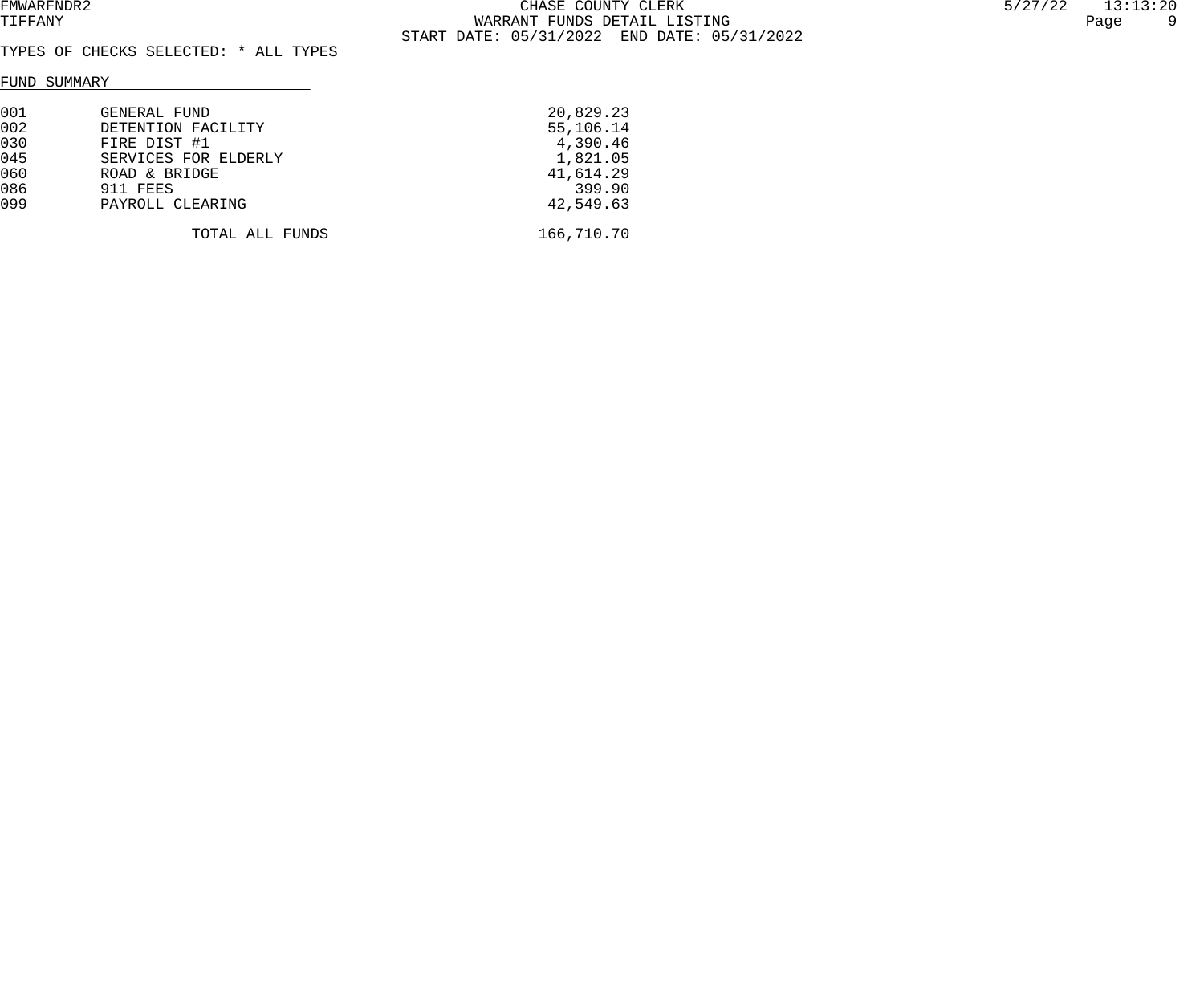START DATE: 05/31/2022  END DATE: 05/31/2022

TYPES OF CHECKS SELECTED: * ALL TYPES

FUND SUMMARY

| | | |
|---|---|---|
| 001 | GENERAL FUND | 20,829.23 |
| 002 | DETENTION FACILITY | 55,106.14 |
| 030 | FIRE DIST #1 | 4,390.46 |
| 045 | SERVICES FOR ELDERLY | 1,821.05 |
| 060 | ROAD & BRIDGE | 41,614.29 |
| 086 | 911 FEES | 399.90 |
| 099 | PAYROLL CLEARING | 42,549.63 |
| | TOTAL ALL FUNDS | 166,710.70 |